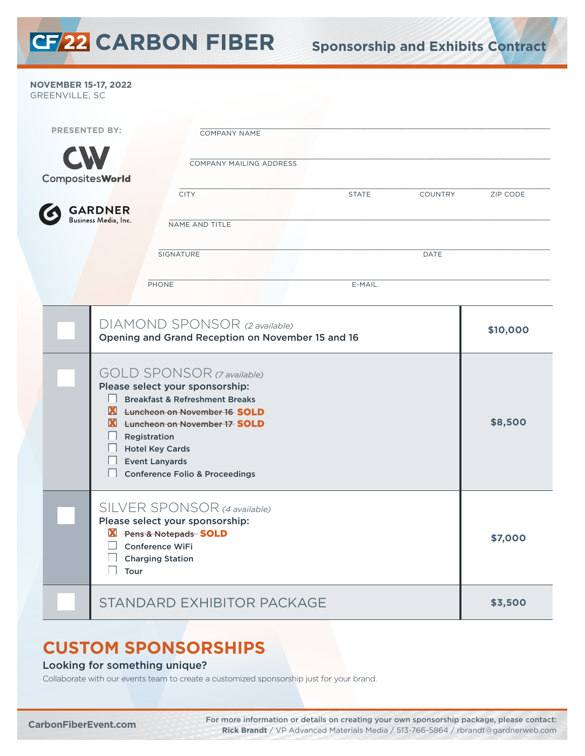# CF22 CARBON FIBER

## Sponsorship and Exhibits Contract

**NOVEMBER 15-17, 2022**
GREENVILLE, SC

**PRESENTED BY:**

CompositesWorld

GARDNER Business Media, Inc.

COMPANY NAME ______________________________

COMPANY MAILING ADDRESS ______________________________

CITY ______________ STATE ______________ COUNTRY ______________ ZIP CODE ______________

NAME AND TITLE ______________________________

SIGNATURE ______________________________ DATE ______________

PHONE ______________________________ E-MAIL ______________________________

| | Sponsorship | Price |
|---|---|---|
| ☐ | DIAMOND SPONSOR *(2 available)*<br>**Opening and Grand Reception on November 15 and 16** | **$10,000** |
| ☐ | GOLD SPONSOR *(7 available)*<br>**Please select your sponsorship:**<br>☐ Breakfast & Refreshment Breaks<br>☒ ~~Luncheon on November 16~~ **SOLD**<br>☒ ~~Luncheon on November 17~~ **SOLD**<br>☐ Registration<br>☐ Hotel Key Cards<br>☐ Event Lanyards<br>☐ Conference Folio & Proceedings | **$8,500** |
| ☐ | SILVER SPONSOR *(4 available)*<br>**Please select your sponsorship:**<br>☒ ~~Pens & Notepads~~ **SOLD**<br>☐ Conference WiFi<br>☐ Charging Station<br>☐ Tour | **$7,000** |
| ☐ | STANDARD EXHIBITOR PACKAGE | **$3,500** |

## CUSTOM SPONSORSHIPS

**Looking for something unique?**

Collaborate with our events team to create a customized sponsorship just for your brand.

**CarbonFiberEvent.com**

**For more information or details on creating your own sponsorship package, please contact:**
**Rick Brandt** / VP Advanced Materials Media / 513-766-5864 / rbrandt@gardnerweb.com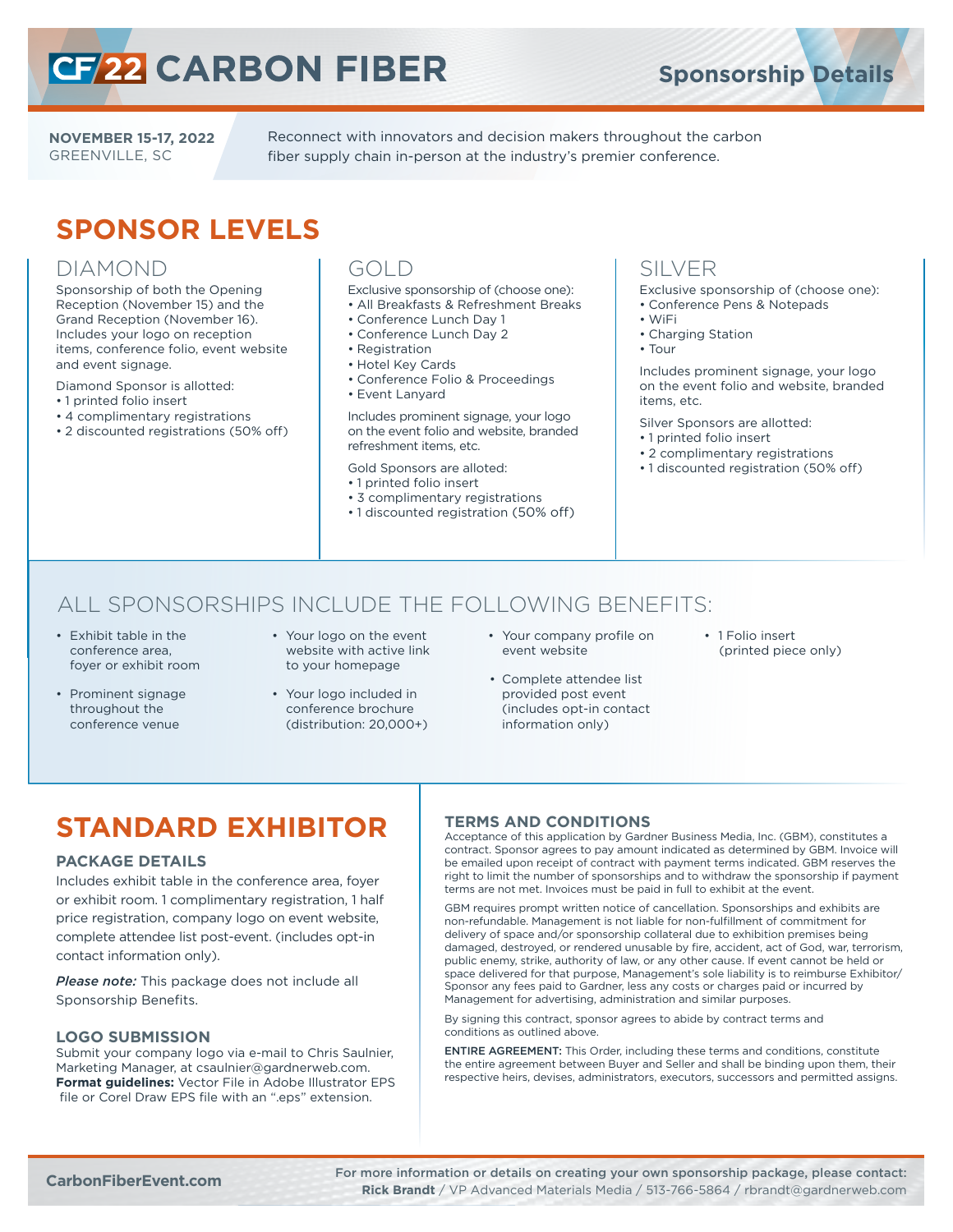# CF22 CARBON FIBER

## Sponsorship Details

**NOVEMBER 15-17, 2022**
GREENVILLE, SC

Reconnect with innovators and decision makers throughout the carbon fiber supply chain in-person at the industry's premier conference.

## SPONSOR LEVELS

### DIAMOND

Sponsorship of both the Opening Reception (November 15) and the Grand Reception (November 16). Includes your logo on reception items, conference folio, event website and event signage.

Diamond Sponsor is allotted:

- 1 printed folio insert
- 4 complimentary registrations
- 2 discounted registrations (50% off)

### GOLD

Exclusive sponsorship of (choose one):

- All Breakfasts & Refreshment Breaks
- Conference Lunch Day 1
- Conference Lunch Day 2
- Registration
- Hotel Key Cards
- Conference Folio & Proceedings
- Event Lanyard

Includes prominent signage, your logo on the event folio and website, branded refreshment items, etc.

Gold Sponsors are alloted:

- 1 printed folio insert
- 3 complimentary registrations
- 1 discounted registration (50% off)

### SILVER

Exclusive sponsorship of (choose one):

- Conference Pens & Notepads
- WiFi
- Charging Station
- Tour

Includes prominent signage, your logo on the event folio and website, branded items, etc.

Silver Sponsors are allotted:

- 1 printed folio insert
- 2 complimentary registrations
- 1 discounted registration (50% off)

## ALL SPONSORSHIPS INCLUDE THE FOLLOWING BENEFITS:

- Exhibit table in the conference area, foyer or exhibit room
- Prominent signage throughout the conference venue
- Your logo on the event website with active link to your homepage
- Your logo included in conference brochure (distribution: 20,000+)
- Your company profile on event website
- Complete attendee list provided post event (includes opt-in contact information only)
- 1 Folio insert (printed piece only)

## STANDARD EXHIBITOR

### PACKAGE DETAILS

Includes exhibit table in the conference area, foyer or exhibit room. 1 complimentary registration, 1 half price registration, company logo on event website, complete attendee list post-event. (includes opt-in contact information only).

*Please note:* This package does not include all Sponsorship Benefits.

### LOGO SUBMISSION

Submit your company logo via e-mail to Chris Saulnier, Marketing Manager, at csaulnier@gardnerweb.com.
**Format guidelines:** Vector File in Adobe Illustrator EPS file or Corel Draw EPS file with an ".eps" extension.

### TERMS AND CONDITIONS

Acceptance of this application by Gardner Business Media, Inc. (GBM), constitutes a contract. Sponsor agrees to pay amount indicated as determined by GBM. Invoice will be emailed upon receipt of contract with payment terms indicated. GBM reserves the right to limit the number of sponsorships and to withdraw the sponsorship if payment terms are not met. Invoices must be paid in full to exhibit at the event.

GBM requires prompt written notice of cancellation. Sponsorships and exhibits are non-refundable. Management is not liable for non-fulfillment of commitment for delivery of space and/or sponsorship collateral due to exhibition premises being damaged, destroyed, or rendered unusable by fire, accident, act of God, war, terrorism, public enemy, strike, authority of law, or any other cause. If event cannot be held or space delivered for that purpose, Management's sole liability is to reimburse Exhibitor/Sponsor any fees paid to Gardner, less any costs or charges paid or incurred by Management for advertising, administration and similar purposes.

By signing this contract, sponsor agrees to abide by contract terms and conditions as outlined above.

**ENTIRE AGREEMENT:** This Order, including these terms and conditions, constitute the entire agreement between Buyer and Seller and shall be binding upon them, their respective heirs, devises, administrators, executors, successors and permitted assigns.

CarbonFiberEvent.com

For more information or details on creating your own sponsorship package, please contact:
**Rick Brandt** / VP Advanced Materials Media / 513-766-5864 / rbrandt@gardnerweb.com